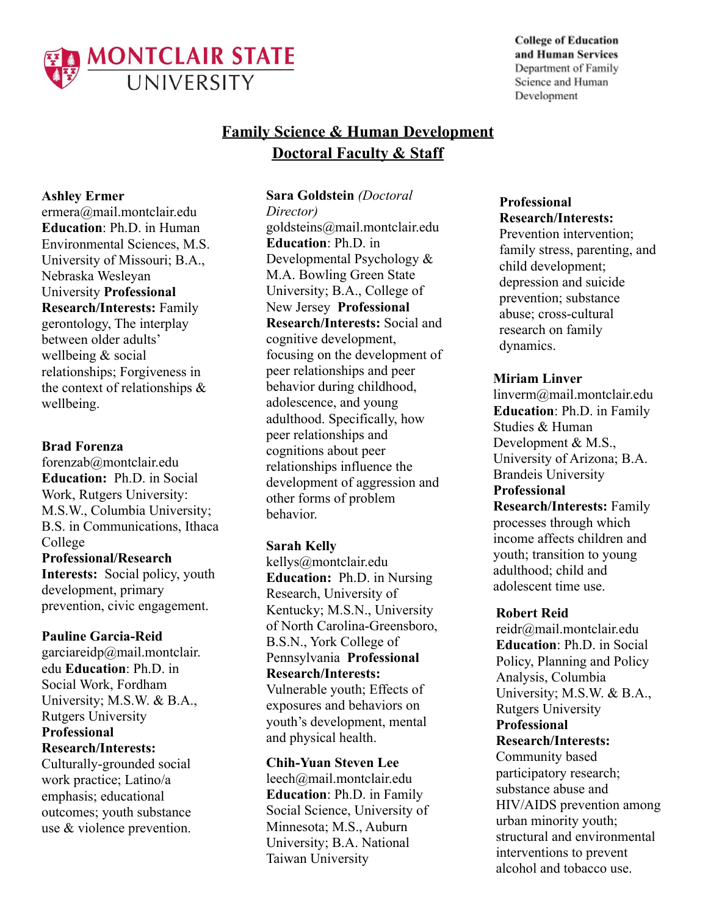MONTCLAIR STATE UNIVERSITY

**College of Education and Human Services**
Department of Family Science and Human Development

# Family Science & Human Development
# Doctoral Faculty & Staff

**Ashley Ermer**
ermera@mail.montclair.edu
**Education**: Ph.D. in Human Environmental Sciences, M.S. University of Missouri; B.A., Nebraska Wesleyan University **Professional Research/Interests:** Family gerontology, The interplay between older adults' wellbeing & social relationships; Forgiveness in the context of relationships & wellbeing.

**Brad Forenza**
forenzab@montclair.edu
**Education:** Ph.D. in Social Work, Rutgers University: M.S.W., Columbia University; B.S. in Communications, Ithaca College
**Professional/Research Interests:** Social policy, youth development, primary prevention, civic engagement.

**Pauline Garcia-Reid**
garciareidp@mail.montclair.edu **Education**: Ph.D. in Social Work, Fordham University; M.S.W. & B.A., Rutgers University
**Professional Research/Interests:** Culturally-grounded social work practice; Latino/a emphasis; educational outcomes; youth substance use & violence prevention.

**Sara Goldstein** *(Doctoral Director)*
goldsteins@mail.montclair.edu
**Education**: Ph.D. in Developmental Psychology & M.A. Bowling Green State University; B.A., College of New Jersey **Professional Research/Interests:** Social and cognitive development, focusing on the development of peer relationships and peer behavior during childhood, adolescence, and young adulthood. Specifically, how peer relationships and cognitions about peer relationships influence the development of aggression and other forms of problem behavior.

**Sarah Kelly**
kellys@montclair.edu
**Education:** Ph.D. in Nursing Research, University of Kentucky; M.S.N., University of North Carolina-Greensboro, B.S.N., York College of Pennsylvania **Professional Research/Interests:** Vulnerable youth; Effects of exposures and behaviors on youth's development, mental and physical health.

**Chih-Yuan Steven Lee**
leech@mail.montclair.edu
**Education**: Ph.D. in Family Social Science, University of Minnesota; M.S., Auburn University; B.A. National Taiwan University
**Professional Research/Interests:** Prevention intervention; family stress, parenting, and child development; depression and suicide prevention; substance abuse; cross-cultural research on family dynamics.

**Miriam Linver**
linverm@mail.montclair.edu
**Education**: Ph.D. in Family Studies & Human Development & M.S., University of Arizona; B.A. Brandeis University
**Professional Research/Interests:** Family processes through which income affects children and youth; transition to young adulthood; child and adolescent time use.

**Robert Reid**
reidr@mail.montclair.edu
**Education**: Ph.D. in Social Policy, Planning and Policy Analysis, Columbia University; M.S.W. & B.A., Rutgers University
**Professional Research/Interests:** Community based participatory research; substance abuse and HIV/AIDS prevention among urban minority youth; structural and environmental interventions to prevent alcohol and tobacco use.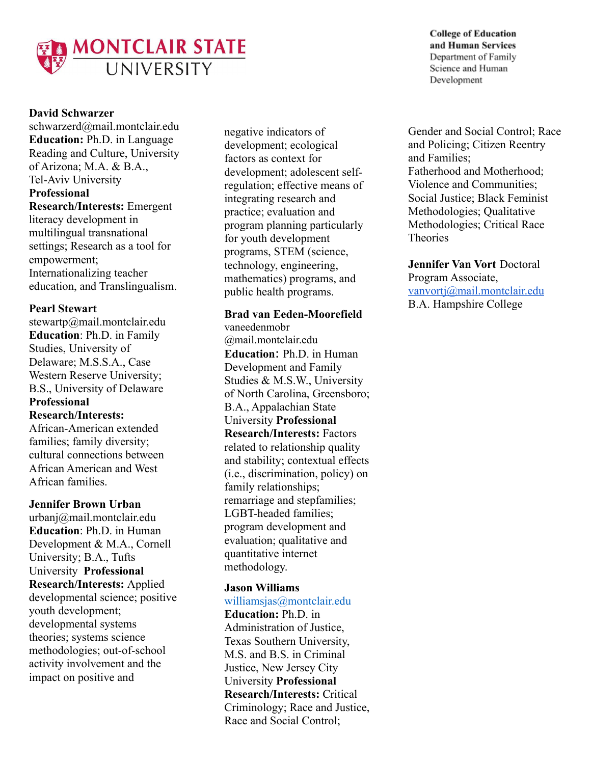**David Schwarzer**
schwarzerd@mail.montclair.edu
**Education:** Ph.D. in Language Reading and Culture, University of Arizona; M.A. & B.A., Tel-Aviv University
**Professional Research/Interests:** Emergent literacy development in multilingual transnational settings; Research as a tool for empowerment; Internationalizing teacher education, and Translingualism.

**Pearl Stewart**
stewartp@mail.montclair.edu
**Education**: Ph.D. in Family Studies, University of Delaware; M.S.S.A., Case Western Reserve University; B.S., University of Delaware
**Professional Research/Interests:** African-American extended families; family diversity; cultural connections between African American and West African families.

**Jennifer Brown Urban**
urbanj@mail.montclair.edu
**Education**: Ph.D. in Human Development & M.A., Cornell University; B.A., Tufts University **Professional Research/Interests:** Applied developmental science; positive youth development; developmental systems theories; systems science methodologies; out-of-school activity involvement and the impact on positive and negative indicators of development; ecological factors as context for development; adolescent self-regulation; effective means of integrating research and practice; evaluation and program planning particularly for youth development programs, STEM (science, technology, engineering, mathematics) programs, and public health programs.

**Brad van Eeden-Moorefield**
vaneedenmobr @mail.montclair.edu
**Education:** Ph.D. in Human Development and Family Studies & M.S.W., University of North Carolina, Greensboro; B.A., Appalachian State University **Professional Research/Interests:** Factors related to relationship quality and stability; contextual effects (i.e., discrimination, policy) on family relationships; remarriage and stepfamilies; LGBT-headed families; program development and evaluation; qualitative and quantitative internet methodology.

**Jason Williams**
williamsjas@montclair.edu
**Education:** Ph.D. in Administration of Justice, Texas Southern University, M.S. and B.S. in Criminal Justice, New Jersey City University **Professional Research/Interests:** Critical Criminology; Race and Justice, Race and Social Control; Gender and Social Control; Race and Policing; Citizen Reentry and Families;
Fatherhood and Motherhood; Violence and Communities; Social Justice; Black Feminist Methodologies; Qualitative Methodologies; Critical Race Theories

**Jennifer Van Vort** Doctoral Program Associate,
vanvortj@mail.montclair.edu
B.A. Hampshire College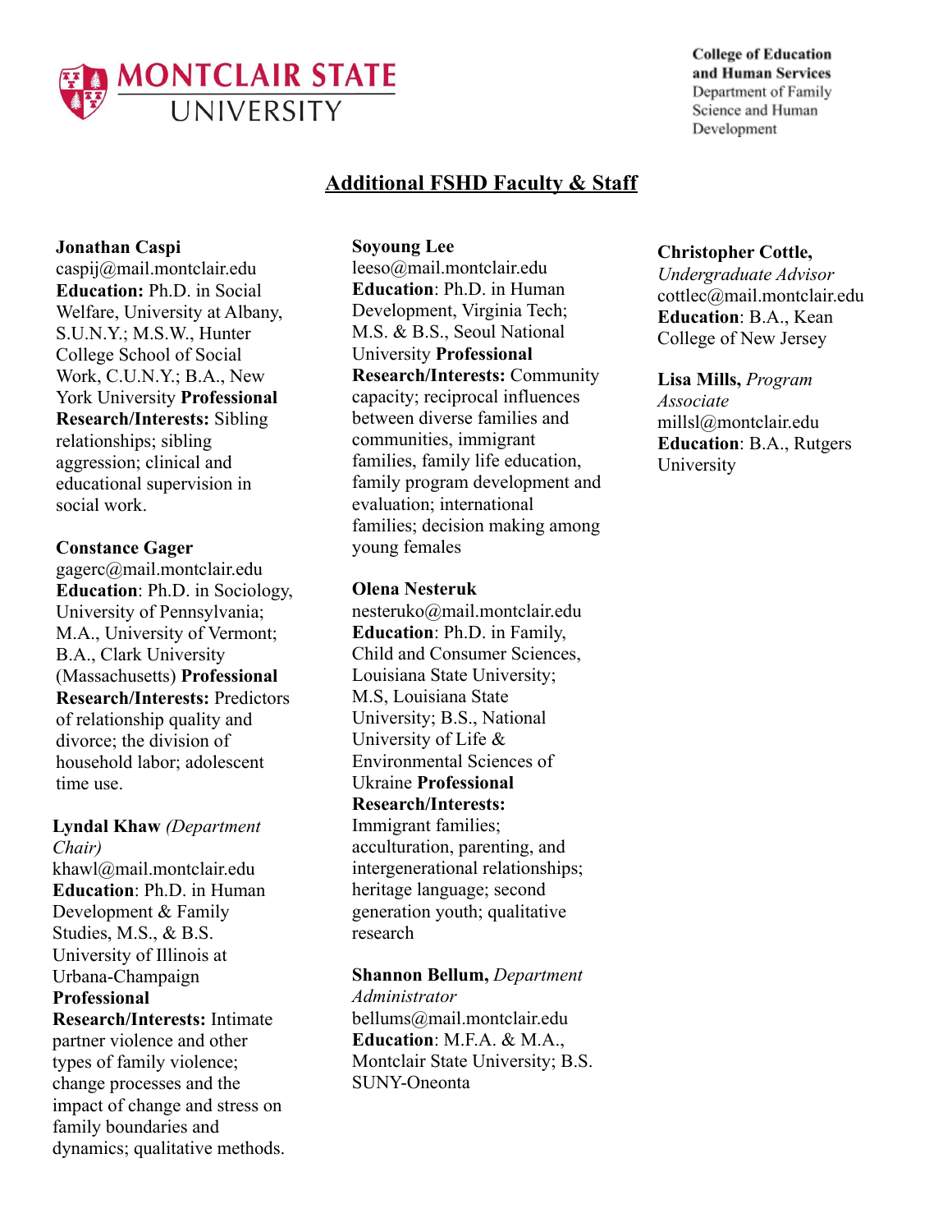College of Education and Human Services
Department of Family Science and Human Development

## Additional FSHD Faculty & Staff

**Jonathan Caspi**
caspij@mail.montclair.edu
**Education:** Ph.D. in Social Welfare, University at Albany, S.U.N.Y.; M.S.W., Hunter College School of Social Work, C.U.N.Y.; B.A., New York University **Professional Research/Interests:** Sibling relationships; sibling aggression; clinical and educational supervision in social work.

**Constance Gager**
gagerc@mail.montclair.edu
**Education**: Ph.D. in Sociology, University of Pennsylvania; M.A., University of Vermont; B.A., Clark University (Massachusetts) **Professional Research/Interests:** Predictors of relationship quality and divorce; the division of household labor; adolescent time use.

**Lyndal Khaw** *(Department Chair)*
khawl@mail.montclair.edu
**Education**: Ph.D. in Human Development & Family Studies, M.S., & B.S. University of Illinois at Urbana-Champaign
**Professional Research/Interests:** Intimate partner violence and other types of family violence; change processes and the impact of change and stress on family boundaries and dynamics; qualitative methods.

**Soyoung Lee**
leeso@mail.montclair.edu
**Education**: Ph.D. in Human Development, Virginia Tech; M.S. & B.S., Seoul National University **Professional Research/Interests:** Community capacity; reciprocal influences between diverse families and communities, immigrant families, family life education, family program development and evaluation; international families; decision making among young females

**Olena Nesteruk**
nesteruko@mail.montclair.edu
**Education**: Ph.D. in Family, Child and Consumer Sciences, Louisiana State University; M.S, Louisiana State University; B.S., National University of Life & Environmental Sciences of Ukraine **Professional Research/Interests:** Immigrant families; acculturation, parenting, and intergenerational relationships; heritage language; second generation youth; qualitative research

**Shannon Bellum,** *Department Administrator*
bellums@mail.montclair.edu
**Education**: M.F.A. & M.A., Montclair State University; B.S. SUNY-Oneonta

**Christopher Cottle,** *Undergraduate Advisor*
cottlec@mail.montclair.edu
**Education**: B.A., Kean College of New Jersey

**Lisa Mills,** *Program Associate*
millsl@montclair.edu
**Education**: B.A., Rutgers University